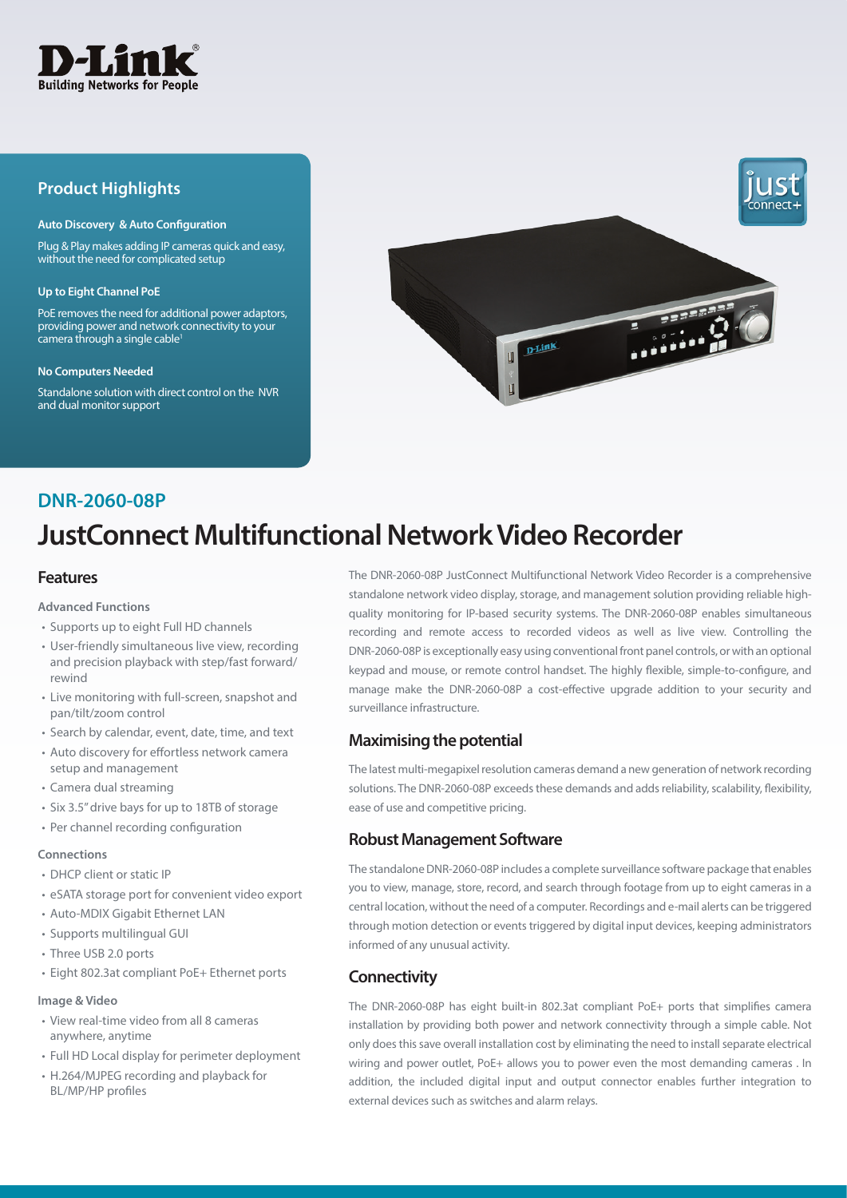## Product Highlights

**Auto Discovery & Auto Configuration**

Plug & Play makes adding IP cameras quick and easy, without the need for complicated setup

**Up to Eight Channel PoE**

PoE removes the need for additional power adaptors, providing power and network connectivity to your camera through a single cable[1]

**No Computers Needed**

Standalone solution with direct control on the NVR and dual monitor support

## DNR-2060-08P

# JustConnect Multifunctional Network Video Recorder

## Features

**Advanced Functions**

- Supports up to eight Full HD channels
- User-friendly simultaneous live view, recording and precision playback with step/fast forward/rewind
- Live monitoring with full-screen, snapshot and pan/tilt/zoom control
- Search by calendar, event, date, time, and text
- Auto discovery for effortless network camera setup and management
- Camera dual streaming
- Six 3.5" drive bays for up to 18TB of storage
- Per channel recording configuration

**Connections**

- DHCP client or static IP
- eSATA storage port for convenient video export
- Auto-MDIX Gigabit Ethernet LAN
- Supports multilingual GUI
- Three USB 2.0 ports
- Eight 802.3at compliant PoE+ Ethernet ports

**Image & Video**

- View real-time video from all 8 cameras anywhere, anytime
- Full HD Local display for perimeter deployment
- H.264/MJPEG recording and playback for BL/MP/HP profiles

The DNR-2060-08P JustConnect Multifunctional Network Video Recorder is a comprehensive standalone network video display, storage, and management solution providing reliable high-quality monitoring for IP-based security systems. The DNR-2060-08P enables simultaneous recording and remote access to recorded videos as well as live view. Controlling the DNR-2060-08P is exceptionally easy using conventional front panel controls, or with an optional keypad and mouse, or remote control handset. The highly flexible, simple-to-configure, and manage make the DNR-2060-08P a cost-effective upgrade addition to your security and surveillance infrastructure.

## Maximising the potential

The latest multi-megapixel resolution cameras demand a new generation of network recording solutions. The DNR-2060-08P exceeds these demands and adds reliability, scalability, flexibility, ease of use and competitive pricing.

## Robust Management Software

The standalone DNR-2060-08P includes a complete surveillance software package that enables you to view, manage, store, record, and search through footage from up to eight cameras in a central location, without the need of a computer. Recordings and e-mail alerts can be triggered through motion detection or events triggered by digital input devices, keeping administrators informed of any unusual activity.

## Connectivity

The DNR-2060-08P has eight built-in 802.3at compliant PoE+ ports that simplifies camera installation by providing both power and network connectivity through a simple cable. Not only does this save overall installation cost by eliminating the need to install separate electrical wiring and power outlet, PoE+ allows you to power even the most demanding cameras . In addition, the included digital input and output connector enables further integration to external devices such as switches and alarm relays.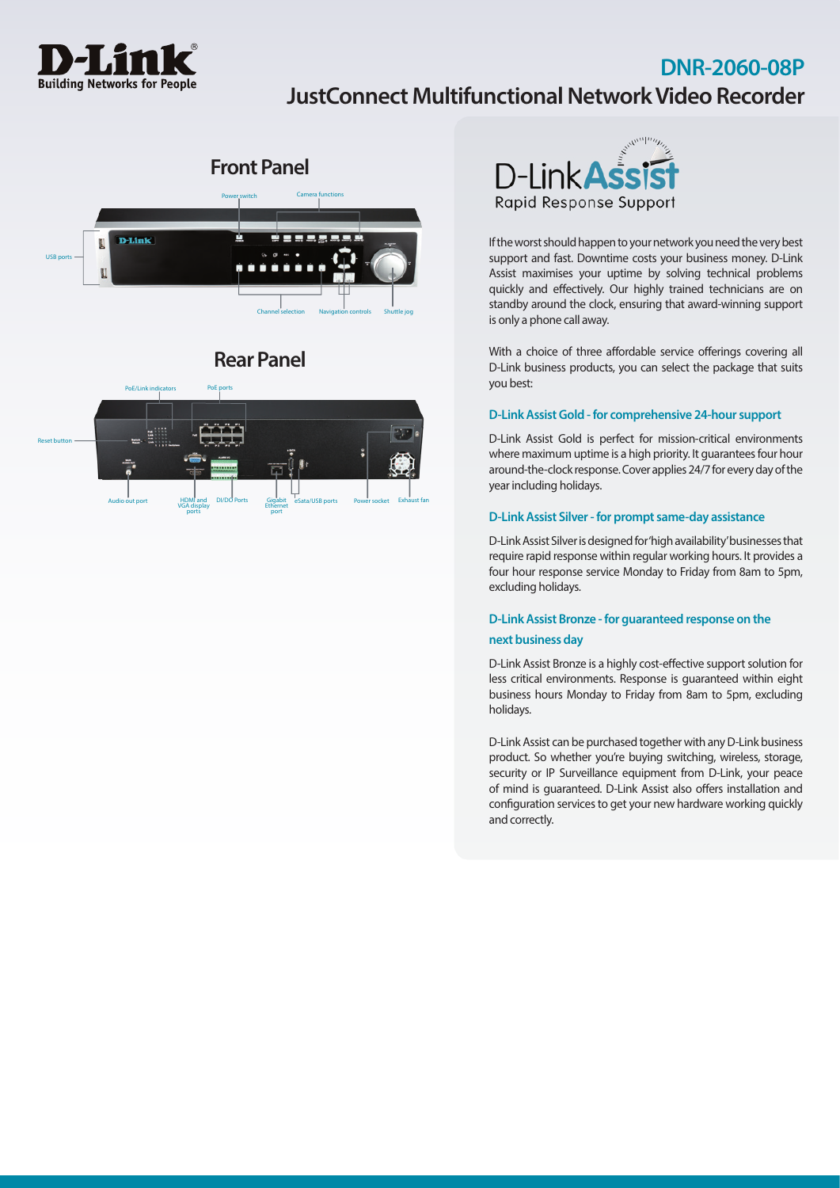# DNR-2060-08P

## JustConnect Multifunctional Network Video Recorder

## Front Panel

Power switch, Camera functions, USB ports, Channel selection, Navigation controls, Shuttle jog

## Rear Panel

PoE/Link indicators, PoE ports, Reset button, Audio out port, HDMI and VGA display ports, DI/DO Ports, Gigabit Ethernet port, eSata/USB ports, Power socket, Exhaust fan

D-Link Assist
Rapid Response Support

If the worst should happen to your network you need the very best support and fast. Downtime costs your business money. D-Link Assist maximises your uptime by solving technical problems quickly and effectively. Our highly trained technicians are on standby around the clock, ensuring that award-winning support is only a phone call away.

With a choice of three affordable service offerings covering all D-Link business products, you can select the package that suits you best:

### D-Link Assist Gold - for comprehensive 24-hour support

D-Link Assist Gold is perfect for mission-critical environments where maximum uptime is a high priority. It guarantees four hour around-the-clock response. Cover applies 24/7 for every day of the year including holidays.

### D-Link Assist Silver - for prompt same-day assistance

D-Link Assist Silver is designed for 'high availability' businesses that require rapid response within regular working hours. It provides a four hour response service Monday to Friday from 8am to 5pm, excluding holidays.

### D-Link Assist Bronze - for guaranteed response on the next business day

D-Link Assist Bronze is a highly cost-effective support solution for less critical environments. Response is guaranteed within eight business hours Monday to Friday from 8am to 5pm, excluding holidays.

D-Link Assist can be purchased together with any D-Link business product. So whether you're buying switching, wireless, storage, security or IP Surveillance equipment from D-Link, your peace of mind is guaranteed. D-Link Assist also offers installation and configuration services to get your new hardware working quickly and correctly.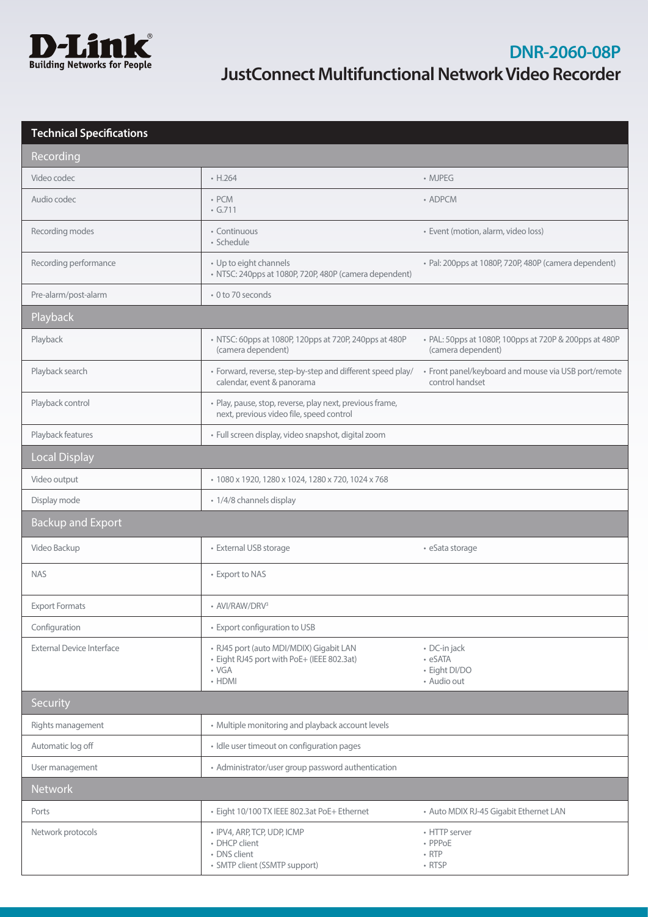# DNR-2060-08P

## JustConnect Multifunctional Network Video Recorder

| Technical Specifications | | |
|---|---|---|
| **Recording** | | |
| Video codec | • H.264 | • MJPEG |
| Audio codec | • PCM<br>• G.711 | • ADPCM |
| Recording modes | • Continuous<br>• Schedule | • Event (motion, alarm, video loss) |
| Recording performance | • Up to eight channels<br>• NTSC: 240pps at 1080P, 720P, 480P (camera dependent) | • Pal: 200pps at 1080P, 720P, 480P (camera dependent) |
| Pre-alarm/post-alarm | • 0 to 70 seconds | |
| **Playback** | | |
| Playback | • NTSC: 60pps at 1080P, 120pps at 720P, 240pps at 480P (camera dependent) | • PAL: 50pps at 1080P, 100pps at 720P & 200pps at 480P (camera dependent) |
| Playback search | • Forward, reverse, step-by-step and different speed play/ calendar, event & panorama | • Front panel/keyboard and mouse via USB port/remote control handset |
| Playback control | • Play, pause, stop, reverse, play next, previous frame, next, previous video file, speed control | |
| Playback features | • Full screen display, video snapshot, digital zoom | |
| **Local Display** | | |
| Video output | • 1080 x 1920, 1280 x 1024, 1280 x 720, 1024 x 768 | |
| Display mode | • 1/4/8 channels display | |
| **Backup and Export** | | |
| Video Backup | • External USB storage | • eSata storage |
| NAS | • Export to NAS | |
| Export Formats | • AVI/RAW/DRV[3] | |
| Configuration | • Export configuration to USB | |
| External Device Interface | • RJ45 port (auto MDI/MDIX) Gigabit LAN<br>• Eight RJ45 port with PoE+ (IEEE 802.3at)<br>• VGA<br>• HDMI | • DC-in jack<br>• eSATA<br>• Eight DI/DO<br>• Audio out |
| **Security** | | |
| Rights management | • Multiple monitoring and playback account levels | |
| Automatic log off | • Idle user timeout on configuration pages | |
| User management | • Administrator/user group password authentication | |
| **Network** | | |
| Ports | • Eight 10/100 TX IEEE 802.3at PoE+ Ethernet | • Auto MDIX RJ-45 Gigabit Ethernet LAN |
| Network protocols | • IPV4, ARP, TCP, UDP, ICMP<br>• DHCP client<br>• DNS client<br>• SMTP client (SSMTP support) | • HTTP server<br>• PPPoE<br>• RTP<br>• RTSP |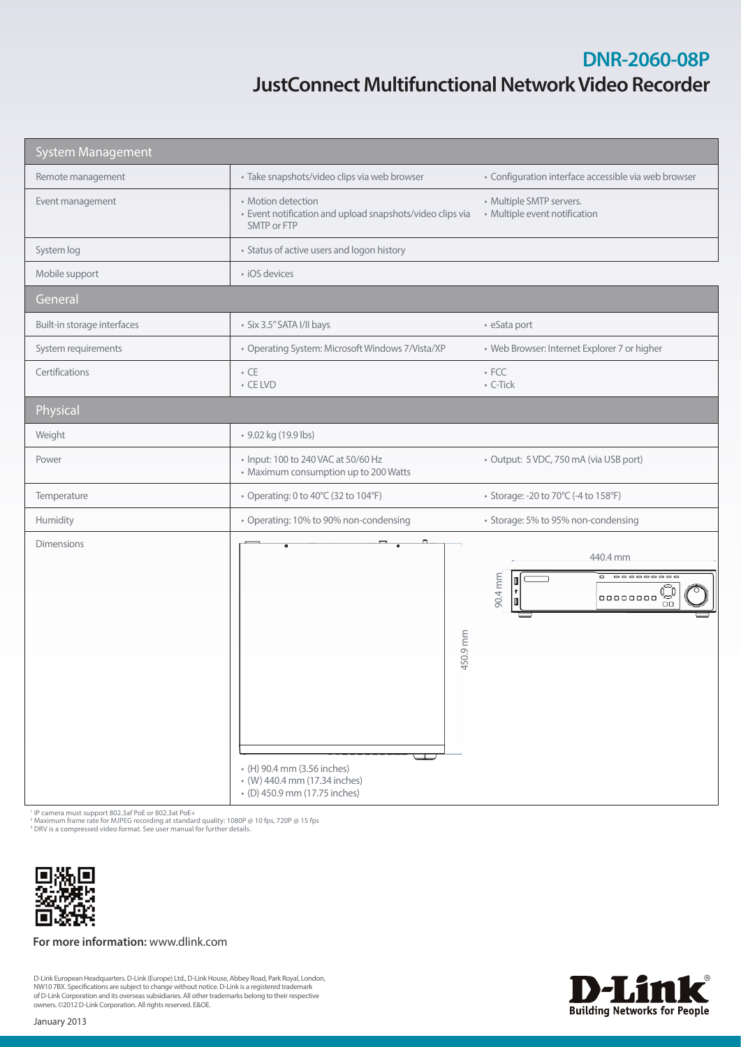# DNR-2060-08P

## JustConnect Multifunctional Network Video Recorder

| | | |
|---|---|---|
| **System Management** | | |
| Remote management | • Take snapshots/video clips via web browser | • Configuration interface accessible via web browser |
| Event management | • Motion detection<br>• Event notification and upload snapshots/video clips via SMTP or FTP | • Multiple SMTP servers.<br>• Multiple event notification |
| System log | • Status of active users and logon history | |
| Mobile support | • iOS devices | |
| **General** | | |
| Built-in storage interfaces | • Six 3.5" SATA I/II bays | • eSata port |
| System requirements | • Operating System: Microsoft Windows 7/Vista/XP | • Web Browser: Internet Explorer 7 or higher |
| Certifications | • CE<br>• CE LVD | • FCC<br>• C-Tick |
| **Physical** | | |
| Weight | • 9.02 kg (19.9 lbs) | |
| Power | • Input: 100 to 240 VAC at 50/60 Hz<br>• Maximum consumption up to 200 Watts | • Output: 5 VDC, 750 mA (via USB port) |
| Temperature | • Operating: 0 to 40°C (32 to 104°F) | • Storage: -20 to 70°C (-4 to 158°F) |
| Humidity | • Operating: 10% to 90% non-condensing | • Storage: 5% to 95% non-condensing |
| Dimensions | 450.9 mm<br>• (H) 90.4 mm (3.56 inches)<br>• (W) 440.4 mm (17.34 inches)<br>• (D) 450.9 mm (17.75 inches) | 440.4 mm<br>90.4 mm |

[1] IP camera must support 802.3af PoE or 802.3at PoE+
[2] Maximum frame rate for MJPEG recording at standard quality: 1080P @ 10 fps, 720P @ 15 fps
[3] DRV is a compressed video format. See user manual for further details.

**For more information:** www.dlink.com

D-Link European Headquarters. D-Link (Europe) Ltd., D-Link House, Abbey Road, Park Royal, London, NW10 7BX. Specifications are subject to change without notice. D-Link is a registered trademark of D-Link Corporation and its overseas subsidiaries. All other trademarks belong to their respective owners. ©2012 D-Link Corporation. All rights reserved. E&OE.

D-Link
Building Networks for People

January 2013